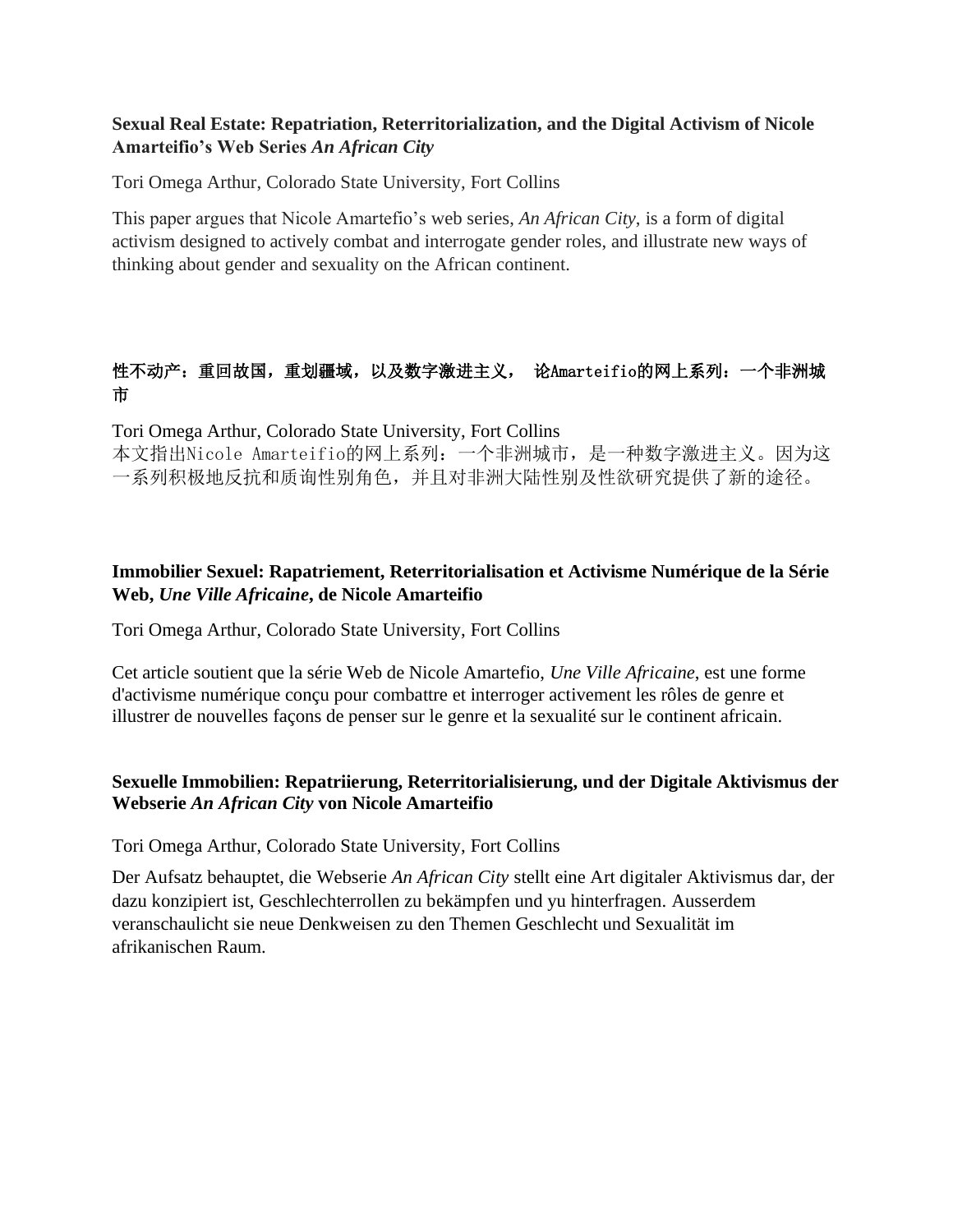**Sexual Real Estate: Repatriation, Reterritorialization, and the Digital Activism of Nicole Amarteifio's Web Series *An African City***

Tori Omega Arthur, Colorado State University, Fort Collins

This paper argues that Nicole Amartefio's web series, *An African City*, is a form of digital activism designed to actively combat and interrogate gender roles, and illustrate new ways of thinking about gender and sexuality on the African continent.

**性不动产：重回故国，重划疆域，以及数字激进主义， 论Amarteifio的网上系列：一个非洲城市**

Tori Omega Arthur, Colorado State University, Fort Collins
本文指出Nicole Amarteifio的网上系列：一个非洲城市，是一种数字激进主义。因为这一系列积极地反抗和质询性别角色，并且对非洲大陆性别及性欲研究提供了新的途径。

**Immobilier Sexuel: Rapatriement, Reterritorialisation et Activisme Numérique de la Série Web, *Une Ville Africaine*, de Nicole Amarteifio**

Tori Omega Arthur, Colorado State University, Fort Collins

Cet article soutient que la série Web de Nicole Amartefio, *Une Ville Africaine*, est une forme d'activisme numérique conçu pour combattre et interroger activement les rôles de genre et illustrer de nouvelles façons de penser sur le genre et la sexualité sur le continent africain.

**Sexuelle Immobilien: Repatriierung, Reterritorialisierung, und der Digitale Aktivismus der Webserie *An African City* von Nicole Amarteifio**

Tori Omega Arthur, Colorado State University, Fort Collins

Der Aufsatz behauptet, die Webserie *An African City* stellt eine Art digitaler Aktivismus dar, der dazu konzipiert ist, Geschlechterrollen zu bekämpfen und yu hinterfragen. Ausserdem veranschaulicht sie neue Denkweisen zu den Themen Geschlecht und Sexualität im afrikanischen Raum.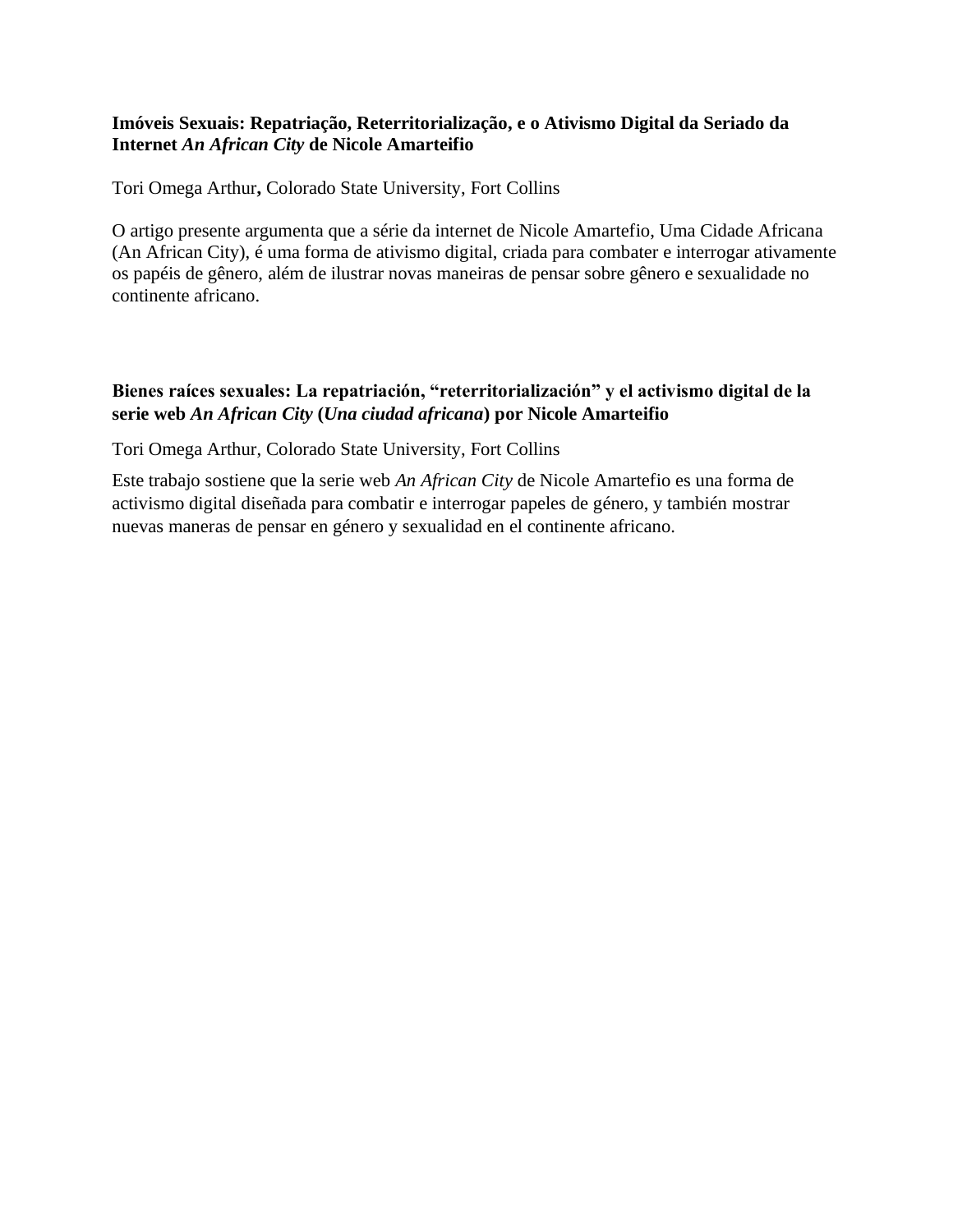**Imóveis Sexuais: Repatriação, Reterritorialização, e o Ativismo Digital da Seriado da Internet *An African City* de Nicole Amarteifio**

Tori Omega Arthur**,** Colorado State University, Fort Collins

O artigo presente argumenta que a série da internet de Nicole Amartefio, Uma Cidade Africana (An African City), é uma forma de ativismo digital, criada para combater e interrogar ativamente os papéis de gênero, além de ilustrar novas maneiras de pensar sobre gênero e sexualidade no continente africano.

**Bienes raíces sexuales: La repatriación, "reterritorialización" y el activismo digital de la serie web *An African City* (*Una ciudad africana*) por Nicole Amarteifio**

Tori Omega Arthur, Colorado State University, Fort Collins

Este trabajo sostiene que la serie web *An African City* de Nicole Amartefio es una forma de activismo digital diseñada para combatir e interrogar papeles de género, y también mostrar nuevas maneras de pensar en género y sexualidad en el continente africano.